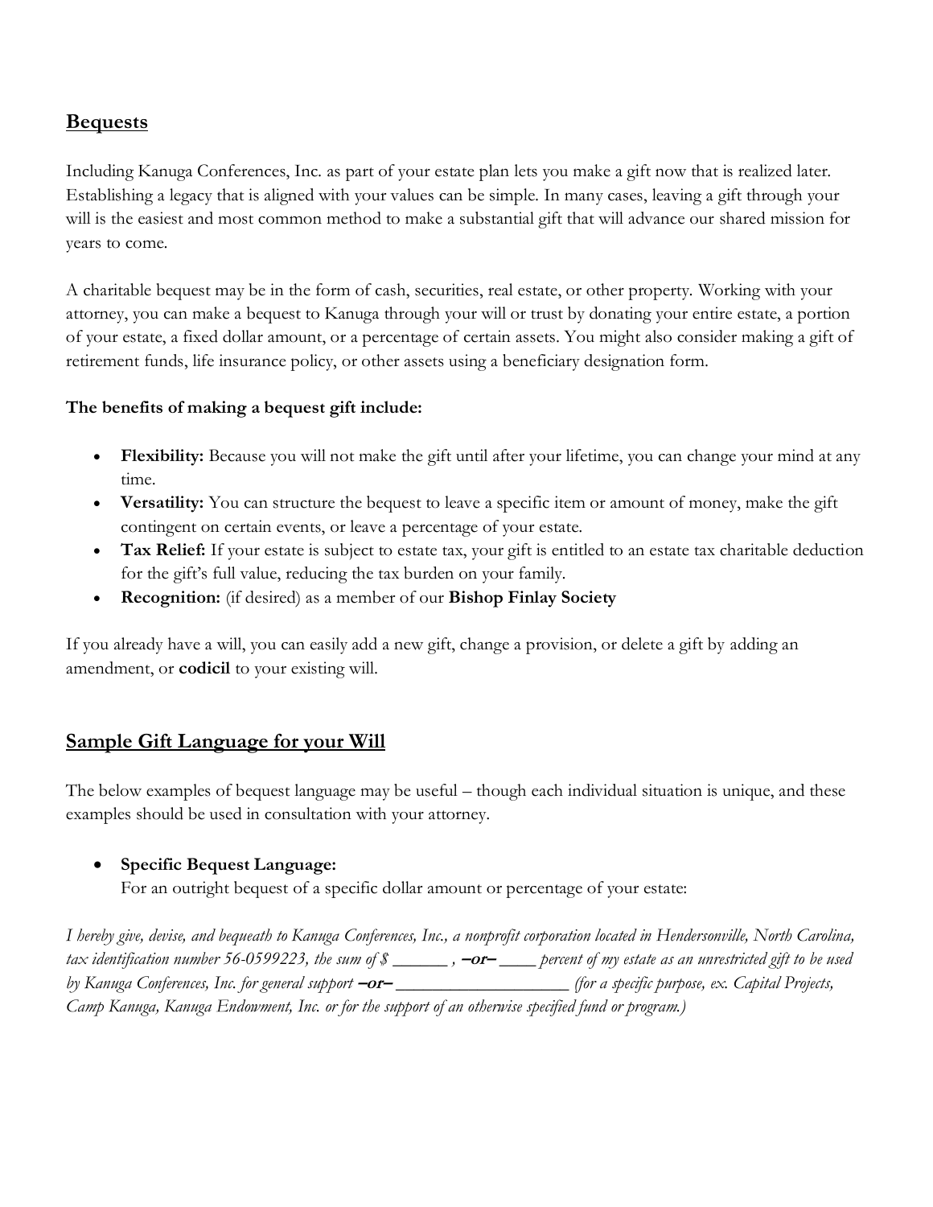## Bequests

Including Kanuga Conferences, Inc. as part of your estate plan lets you make a gift now that is realized later. Establishing a legacy that is aligned with your values can be simple. In many cases, leaving a gift through your will is the easiest and most common method to make a substantial gift that will advance our shared mission for years to come.

A charitable bequest may be in the form of cash, securities, real estate, or other property. Working with your attorney, you can make a bequest to Kanuga through your will or trust by donating your entire estate, a portion of your estate, a fixed dollar amount, or a percentage of certain assets. You might also consider making a gift of retirement funds, life insurance policy, or other assets using a beneficiary designation form.

**The benefits of making a bequest gift include:**

- **Flexibility:** Because you will not make the gift until after your lifetime, you can change your mind at any time.
- **Versatility:** You can structure the bequest to leave a specific item or amount of money, make the gift contingent on certain events, or leave a percentage of your estate.
- **Tax Relief:** If your estate is subject to estate tax, your gift is entitled to an estate tax charitable deduction for the gift's full value, reducing the tax burden on your family.
- **Recognition:** (if desired) as a member of our **Bishop Finlay Society**

If you already have a will, you can easily add a new gift, change a provision, or delete a gift by adding an amendment, or **codicil** to your existing will.

## Sample Gift Language for your Will

The below examples of bequest language may be useful – though each individual situation is unique, and these examples should be used in consultation with your attorney.

- **Specific Bequest Language:**
  For an outright bequest of a specific dollar amount or percentage of your estate:

*I hereby give, devise, and bequeath to Kanuga Conferences, Inc., a nonprofit corporation located in Hendersonville, North Carolina, tax identification number 56-0599223, the sum of $ ______ ,* ***–or–*** *____ percent of my estate as an unrestricted gift to be used by Kanuga Conferences, Inc. for general support* ***–or–*** *___________________ (for a specific purpose, ex. Capital Projects, Camp Kanuga, Kanuga Endowment, Inc. or for the support of an otherwise specified fund or program.)*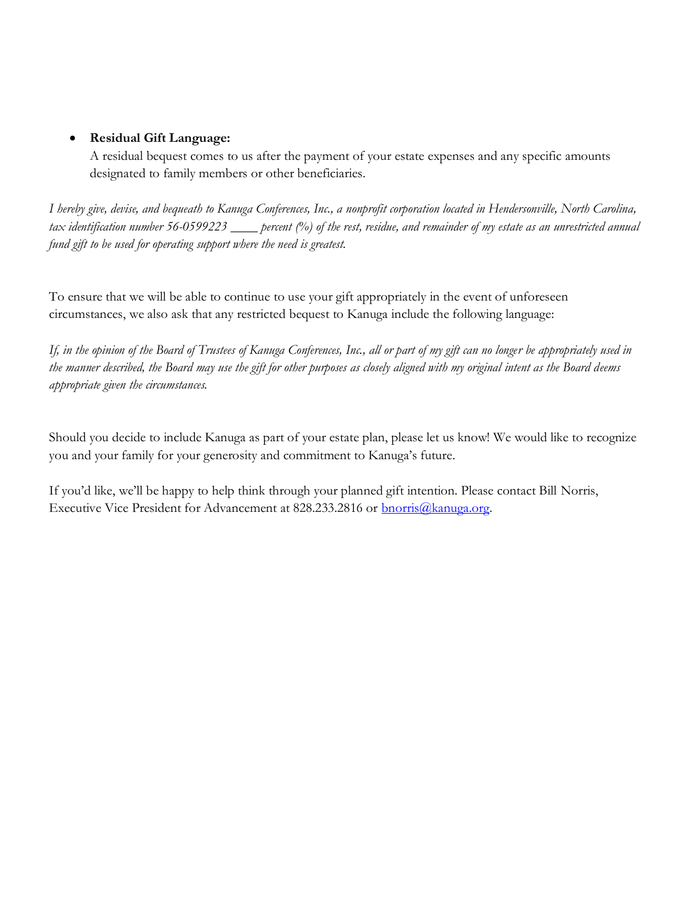- **Residual Gift Language:**
  A residual bequest comes to us after the payment of your estate expenses and any specific amounts designated to family members or other beneficiaries.

*I hereby give, devise, and bequeath to Kanuga Conferences, Inc., a nonprofit corporation located in Hendersonville, North Carolina, tax identification number 56-0599223 ____ percent (%) of the rest, residue, and remainder of my estate as an unrestricted annual fund gift to be used for operating support where the need is greatest.*

To ensure that we will be able to continue to use your gift appropriately in the event of unforeseen circumstances, we also ask that any restricted bequest to Kanuga include the following language:

*If, in the opinion of the Board of Trustees of Kanuga Conferences, Inc., all or part of my gift can no longer be appropriately used in the manner described, the Board may use the gift for other purposes as closely aligned with my original intent as the Board deems appropriate given the circumstances.*

Should you decide to include Kanuga as part of your estate plan, please let us know! We would like to recognize you and your family for your generosity and commitment to Kanuga's future.

If you'd like, we'll be happy to help think through your planned gift intention. Please contact Bill Norris, Executive Vice President for Advancement at 828.233.2816 or bnorris@kanuga.org.